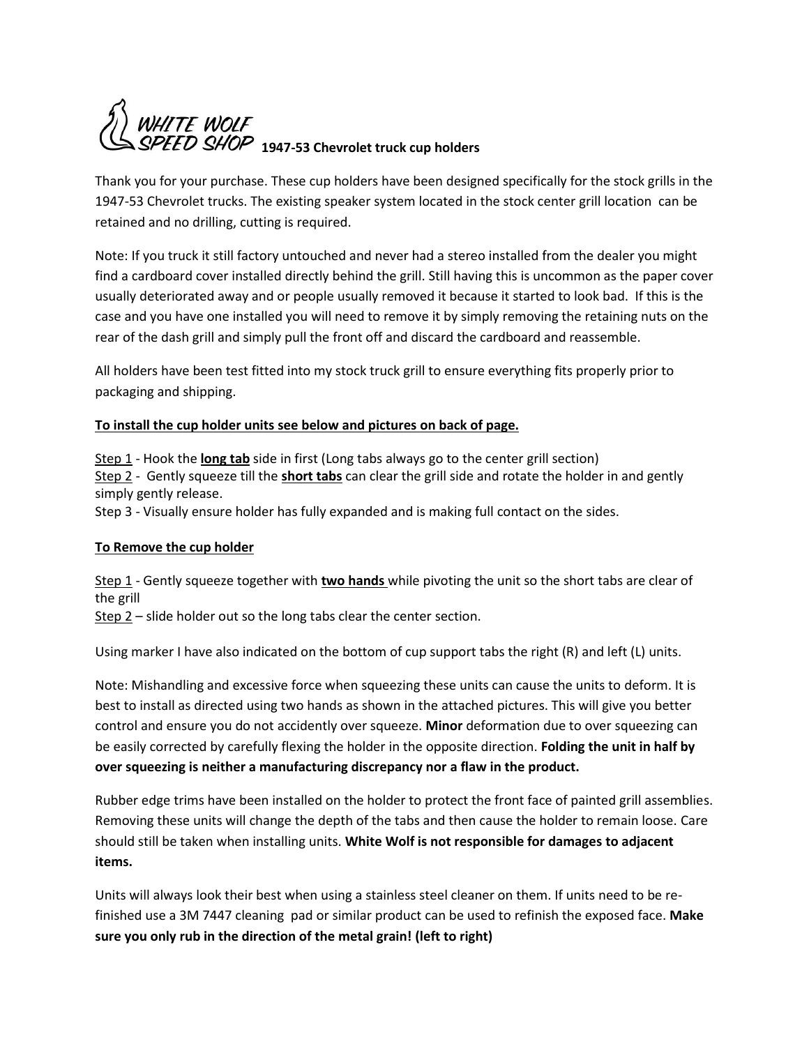# WHITE WOLF SPEED SHOP **1947-53 Chevrolet truck cup holders**

Thank you for your purchase. These cup holders have been designed specifically for the stock grills in the 1947-53 Chevrolet trucks. The existing speaker system located in the stock center grill location can be retained and no drilling, cutting is required.

Note: If you truck it still factory untouched and never had a stereo installed from the dealer you might find a cardboard cover installed directly behind the grill. Still having this is uncommon as the paper cover usually deteriorated away and or people usually removed it because it started to look bad. If this is the case and you have one installed you will need to remove it by simply removing the retaining nuts on the rear of the dash grill and simply pull the front off and discard the cardboard and reassemble.

All holders have been test fitted into my stock truck grill to ensure everything fits properly prior to packaging and shipping.

**<u>To install the cup holder units see below and pictures on back of page.</u>**

<u>Step 1</u> - Hook the **<u>long tab</u>** side in first (Long tabs always go to the center grill section)
<u>Step 2</u> - Gently squeeze till the **<u>short tabs</u>** can clear the grill side and rotate the holder in and gently simply gently release.
Step 3 - Visually ensure holder has fully expanded and is making full contact on the sides.

**<u>To Remove the cup holder</u>**

<u>Step 1</u> - Gently squeeze together with **<u>two hands</u>** while pivoting the unit so the short tabs are clear of the grill
<u>Step 2</u> – slide holder out so the long tabs clear the center section.

Using marker I have also indicated on the bottom of cup support tabs the right (R) and left (L) units.

Note: Mishandling and excessive force when squeezing these units can cause the units to deform. It is best to install as directed using two hands as shown in the attached pictures. This will give you better control and ensure you do not accidently over squeeze. **Minor** deformation due to over squeezing can be easily corrected by carefully flexing the holder in the opposite direction. **Folding the unit in half by over squeezing is neither a manufacturing discrepancy nor a flaw in the product.**

Rubber edge trims have been installed on the holder to protect the front face of painted grill assemblies. Removing these units will change the depth of the tabs and then cause the holder to remain loose. Care should still be taken when installing units. **White Wolf is not responsible for damages to adjacent items.**

Units will always look their best when using a stainless steel cleaner on them. If units need to be re-finished use a 3M 7447 cleaning pad or similar product can be used to refinish the exposed face. **Make sure you only rub in the direction of the metal grain! (left to right)**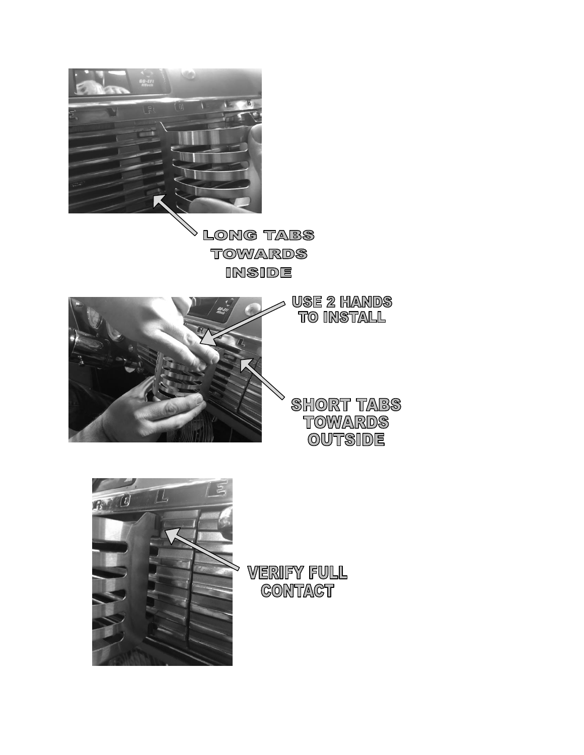LONG TABS
TOWARDS
INSIDE

USE 2 HANDS
TO INSTALL

SHORT TABS
TOWARDS
OUTSIDE

VERIFY FULL
CONTACT